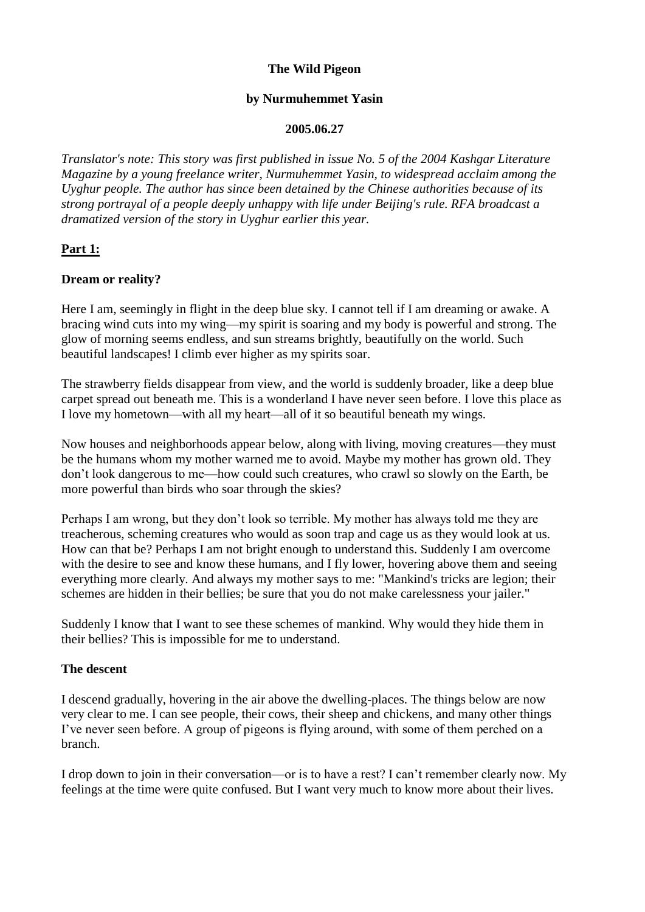**The Wild Pigeon**

**by Nurmuhemmet Yasin**

**2005.06.27**

*Translator's note: This story was first published in issue No. 5 of the 2004 Kashgar Literature Magazine by a young freelance writer, Nurmuhemmet Yasin, to widespread acclaim among the Uyghur people. The author has since been detained by the Chinese authorities because of its strong portrayal of a people deeply unhappy with life under Beijing's rule. RFA broadcast a dramatized version of the story in Uyghur earlier this year.*

## Part 1:

### Dream or reality?

Here I am, seemingly in flight in the deep blue sky. I cannot tell if I am dreaming or awake. A bracing wind cuts into my wing—my spirit is soaring and my body is powerful and strong. The glow of morning seems endless, and sun streams brightly, beautifully on the world. Such beautiful landscapes! I climb ever higher as my spirits soar.

The strawberry fields disappear from view, and the world is suddenly broader, like a deep blue carpet spread out beneath me. This is a wonderland I have never seen before. I love this place as I love my hometown—with all my heart—all of it so beautiful beneath my wings.

Now houses and neighborhoods appear below, along with living, moving creatures—they must be the humans whom my mother warned me to avoid. Maybe my mother has grown old. They don't look dangerous to me—how could such creatures, who crawl so slowly on the Earth, be more powerful than birds who soar through the skies?

Perhaps I am wrong, but they don't look so terrible. My mother has always told me they are treacherous, scheming creatures who would as soon trap and cage us as they would look at us. How can that be? Perhaps I am not bright enough to understand this. Suddenly I am overcome with the desire to see and know these humans, and I fly lower, hovering above them and seeing everything more clearly. And always my mother says to me: "Mankind's tricks are legion; their schemes are hidden in their bellies; be sure that you do not make carelessness your jailer."

Suddenly I know that I want to see these schemes of mankind. Why would they hide them in their bellies? This is impossible for me to understand.

### The descent

I descend gradually, hovering in the air above the dwelling-places. The things below are now very clear to me. I can see people, their cows, their sheep and chickens, and many other things I've never seen before. A group of pigeons is flying around, with some of them perched on a branch.

I drop down to join in their conversation—or is to have a rest? I can't remember clearly now. My feelings at the time were quite confused. But I want very much to know more about their lives.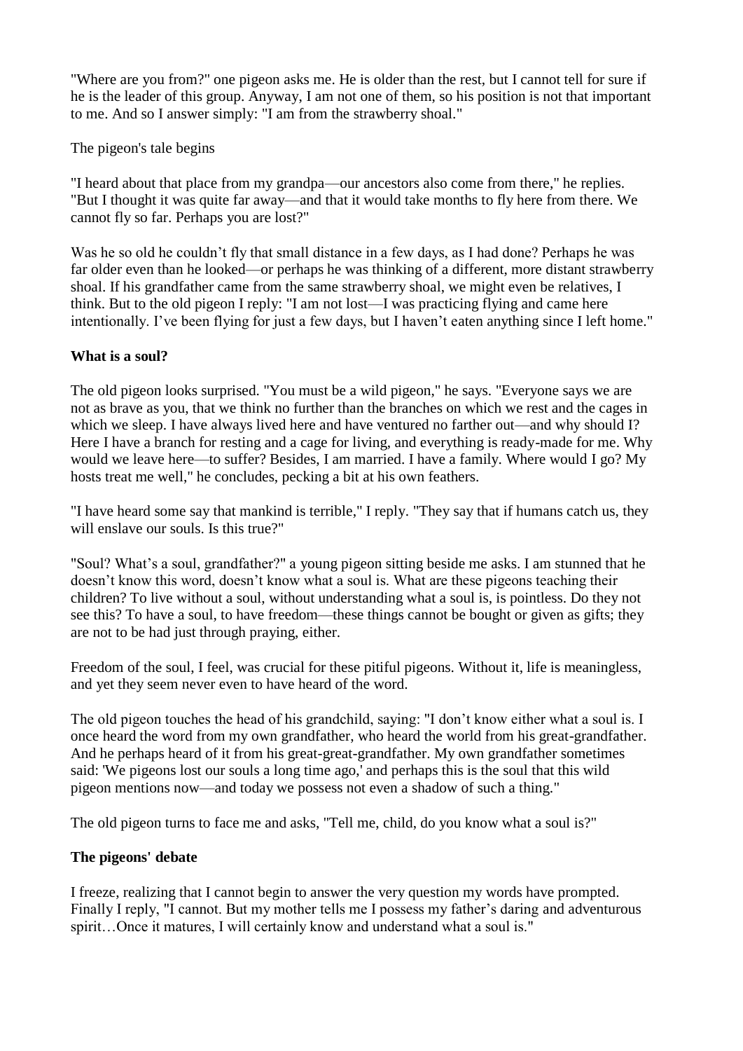"Where are you from?" one pigeon asks me. He is older than the rest, but I cannot tell for sure if he is the leader of this group. Anyway, I am not one of them, so his position is not that important to me. And so I answer simply: "I am from the strawberry shoal."

The pigeon's tale begins

"I heard about that place from my grandpa—our ancestors also come from there," he replies. "But I thought it was quite far away—and that it would take months to fly here from there. We cannot fly so far. Perhaps you are lost?"

Was he so old he couldn't fly that small distance in a few days, as I had done? Perhaps he was far older even than he looked—or perhaps he was thinking of a different, more distant strawberry shoal. If his grandfather came from the same strawberry shoal, we might even be relatives, I think. But to the old pigeon I reply: "I am not lost—I was practicing flying and came here intentionally. I've been flying for just a few days, but I haven't eaten anything since I left home."

**What is a soul?**

The old pigeon looks surprised. "You must be a wild pigeon," he says. "Everyone says we are not as brave as you, that we think no further than the branches on which we rest and the cages in which we sleep. I have always lived here and have ventured no farther out—and why should I? Here I have a branch for resting and a cage for living, and everything is ready-made for me. Why would we leave here—to suffer? Besides, I am married. I have a family. Where would I go? My hosts treat me well," he concludes, pecking a bit at his own feathers.

"I have heard some say that mankind is terrible," I reply. "They say that if humans catch us, they will enslave our souls. Is this true?"

"Soul? What's a soul, grandfather?" a young pigeon sitting beside me asks. I am stunned that he doesn't know this word, doesn't know what a soul is. What are these pigeons teaching their children? To live without a soul, without understanding what a soul is, is pointless. Do they not see this? To have a soul, to have freedom—these things cannot be bought or given as gifts; they are not to be had just through praying, either.

Freedom of the soul, I feel, was crucial for these pitiful pigeons. Without it, life is meaningless, and yet they seem never even to have heard of the word.

The old pigeon touches the head of his grandchild, saying: "I don't know either what a soul is. I once heard the word from my own grandfather, who heard the world from his great-grandfather. And he perhaps heard of it from his great-great-grandfather. My own grandfather sometimes said: 'We pigeons lost our souls a long time ago,' and perhaps this is the soul that this wild pigeon mentions now—and today we possess not even a shadow of such a thing."

The old pigeon turns to face me and asks, "Tell me, child, do you know what a soul is?"

**The pigeons' debate**

I freeze, realizing that I cannot begin to answer the very question my words have prompted. Finally I reply, "I cannot. But my mother tells me I possess my father's daring and adventurous spirit…Once it matures, I will certainly know and understand what a soul is."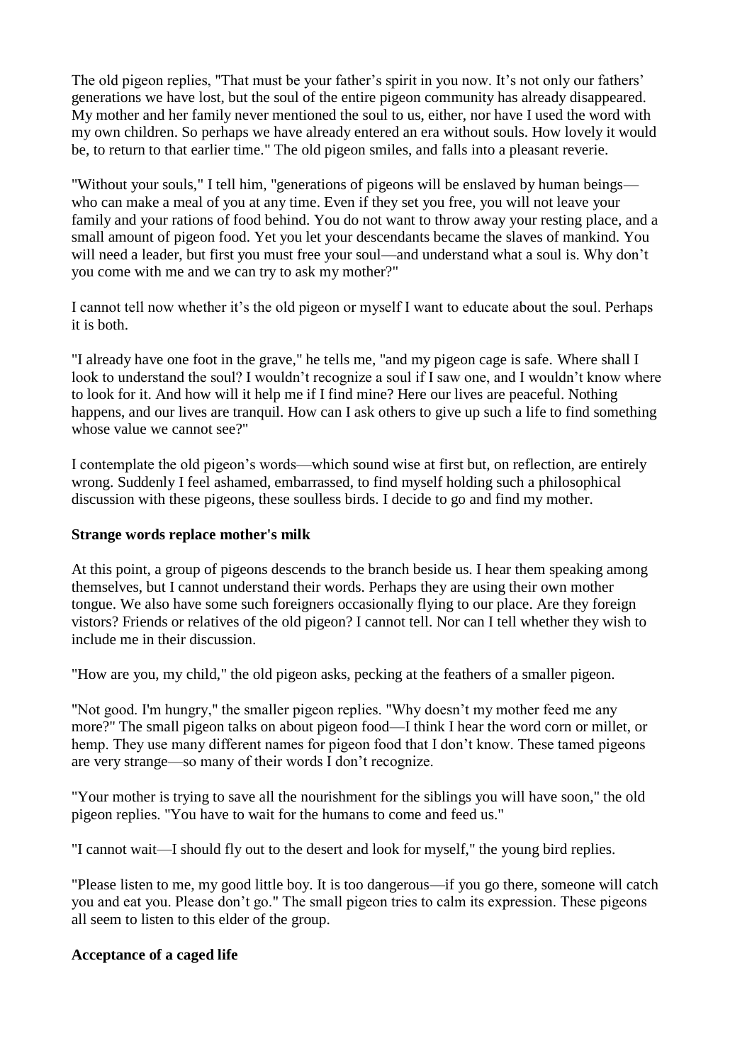The old pigeon replies, "That must be your father's spirit in you now. It's not only our fathers' generations we have lost, but the soul of the entire pigeon community has already disappeared. My mother and her family never mentioned the soul to us, either, nor have I used the word with my own children. So perhaps we have already entered an era without souls. How lovely it would be, to return to that earlier time." The old pigeon smiles, and falls into a pleasant reverie.

"Without your souls," I tell him, "generations of pigeons will be enslaved by human beings—who can make a meal of you at any time. Even if they set you free, you will not leave your family and your rations of food behind. You do not want to throw away your resting place, and a small amount of pigeon food. Yet you let your descendants became the slaves of mankind. You will need a leader, but first you must free your soul—and understand what a soul is. Why don't you come with me and we can try to ask my mother?"

I cannot tell now whether it's the old pigeon or myself I want to educate about the soul. Perhaps it is both.

"I already have one foot in the grave," he tells me, "and my pigeon cage is safe. Where shall I look to understand the soul? I wouldn't recognize a soul if I saw one, and I wouldn't know where to look for it. And how will it help me if I find mine? Here our lives are peaceful. Nothing happens, and our lives are tranquil. How can I ask others to give up such a life to find something whose value we cannot see?"

I contemplate the old pigeon's words—which sound wise at first but, on reflection, are entirely wrong. Suddenly I feel ashamed, embarrassed, to find myself holding such a philosophical discussion with these pigeons, these soulless birds. I decide to go and find my mother.

**Strange words replace mother's milk**

At this point, a group of pigeons descends to the branch beside us. I hear them speaking among themselves, but I cannot understand their words. Perhaps they are using their own mother tongue. We also have some such foreigners occasionally flying to our place. Are they foreign vistors? Friends or relatives of the old pigeon? I cannot tell. Nor can I tell whether they wish to include me in their discussion.

"How are you, my child," the old pigeon asks, pecking at the feathers of a smaller pigeon.

"Not good. I'm hungry," the smaller pigeon replies. "Why doesn't my mother feed me any more?" The small pigeon talks on about pigeon food—I think I hear the word corn or millet, or hemp. They use many different names for pigeon food that I don't know. These tamed pigeons are very strange—so many of their words I don't recognize.

"Your mother is trying to save all the nourishment for the siblings you will have soon," the old pigeon replies. "You have to wait for the humans to come and feed us."

"I cannot wait—I should fly out to the desert and look for myself," the young bird replies.

"Please listen to me, my good little boy. It is too dangerous—if you go there, someone will catch you and eat you. Please don't go." The small pigeon tries to calm its expression. These pigeons all seem to listen to this elder of the group.

**Acceptance of a caged life**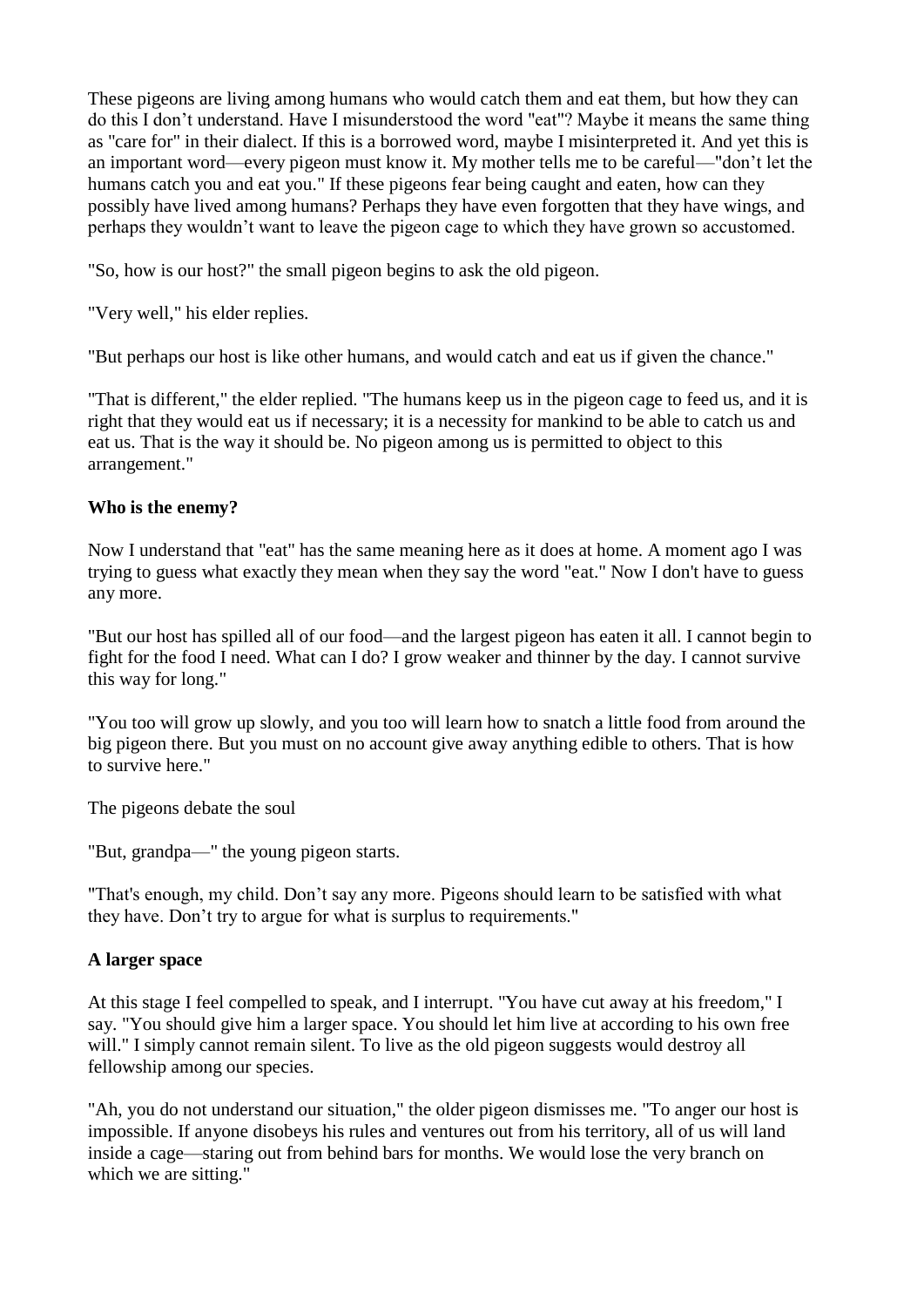These pigeons are living among humans who would catch them and eat them, but how they can do this I don't understand. Have I misunderstood the word "eat"? Maybe it means the same thing as "care for" in their dialect. If this is a borrowed word, maybe I misinterpreted it. And yet this is an important word—every pigeon must know it. My mother tells me to be careful—"don't let the humans catch you and eat you." If these pigeons fear being caught and eaten, how can they possibly have lived among humans? Perhaps they have even forgotten that they have wings, and perhaps they wouldn't want to leave the pigeon cage to which they have grown so accustomed.

"So, how is our host?" the small pigeon begins to ask the old pigeon.

"Very well," his elder replies.

"But perhaps our host is like other humans, and would catch and eat us if given the chance."

"That is different," the elder replied. "The humans keep us in the pigeon cage to feed us, and it is right that they would eat us if necessary; it is a necessity for mankind to be able to catch us and eat us. That is the way it should be. No pigeon among us is permitted to object to this arrangement."

**Who is the enemy?**

Now I understand that "eat" has the same meaning here as it does at home. A moment ago I was trying to guess what exactly they mean when they say the word "eat." Now I don't have to guess any more.

"But our host has spilled all of our food—and the largest pigeon has eaten it all. I cannot begin to fight for the food I need. What can I do? I grow weaker and thinner by the day. I cannot survive this way for long."

"You too will grow up slowly, and you too will learn how to snatch a little food from around the big pigeon there. But you must on no account give away anything edible to others. That is how to survive here."

The pigeons debate the soul

"But, grandpa—" the young pigeon starts.

"That's enough, my child. Don't say any more. Pigeons should learn to be satisfied with what they have. Don't try to argue for what is surplus to requirements."

**A larger space**

At this stage I feel compelled to speak, and I interrupt. "You have cut away at his freedom," I say. "You should give him a larger space. You should let him live at according to his own free will." I simply cannot remain silent. To live as the old pigeon suggests would destroy all fellowship among our species.

"Ah, you do not understand our situation," the older pigeon dismisses me. "To anger our host is impossible. If anyone disobeys his rules and ventures out from his territory, all of us will land inside a cage—staring out from behind bars for months. We would lose the very branch on which we are sitting."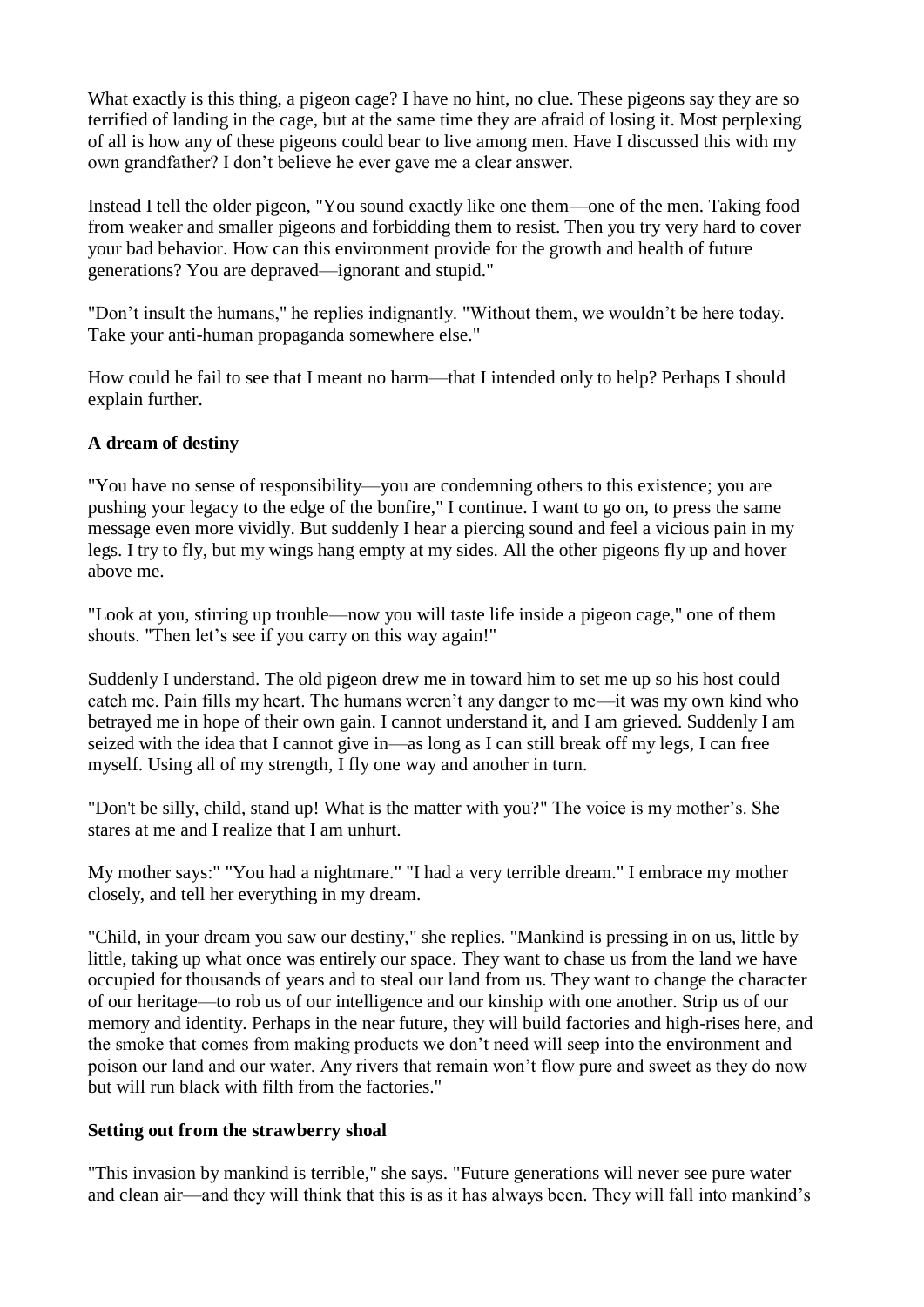What exactly is this thing, a pigeon cage? I have no hint, no clue. These pigeons say they are so terrified of landing in the cage, but at the same time they are afraid of losing it. Most perplexing of all is how any of these pigeons could bear to live among men. Have I discussed this with my own grandfather? I don't believe he ever gave me a clear answer.

Instead I tell the older pigeon, "You sound exactly like one them—one of the men. Taking food from weaker and smaller pigeons and forbidding them to resist. Then you try very hard to cover your bad behavior. How can this environment provide for the growth and health of future generations? You are depraved—ignorant and stupid."

"Don't insult the humans," he replies indignantly. "Without them, we wouldn't be here today. Take your anti-human propaganda somewhere else."

How could he fail to see that I meant no harm—that I intended only to help? Perhaps I should explain further.

**A dream of destiny**

"You have no sense of responsibility—you are condemning others to this existence; you are pushing your legacy to the edge of the bonfire," I continue. I want to go on, to press the same message even more vividly. But suddenly I hear a piercing sound and feel a vicious pain in my legs. I try to fly, but my wings hang empty at my sides. All the other pigeons fly up and hover above me.

"Look at you, stirring up trouble—now you will taste life inside a pigeon cage," one of them shouts. "Then let's see if you carry on this way again!"

Suddenly I understand. The old pigeon drew me in toward him to set me up so his host could catch me. Pain fills my heart. The humans weren't any danger to me—it was my own kind who betrayed me in hope of their own gain. I cannot understand it, and I am grieved. Suddenly I am seized with the idea that I cannot give in—as long as I can still break off my legs, I can free myself. Using all of my strength, I fly one way and another in turn.

"Don't be silly, child, stand up! What is the matter with you?" The voice is my mother's. She stares at me and I realize that I am unhurt.

My mother says:" "You had a nightmare." "I had a very terrible dream." I embrace my mother closely, and tell her everything in my dream.

"Child, in your dream you saw our destiny," she replies. "Mankind is pressing in on us, little by little, taking up what once was entirely our space. They want to chase us from the land we have occupied for thousands of years and to steal our land from us. They want to change the character of our heritage—to rob us of our intelligence and our kinship with one another. Strip us of our memory and identity. Perhaps in the near future, they will build factories and high-rises here, and the smoke that comes from making products we don't need will seep into the environment and poison our land and our water. Any rivers that remain won't flow pure and sweet as they do now but will run black with filth from the factories."

**Setting out from the strawberry shoal**

"This invasion by mankind is terrible," she says. "Future generations will never see pure water and clean air—and they will think that this is as it has always been. They will fall into mankind's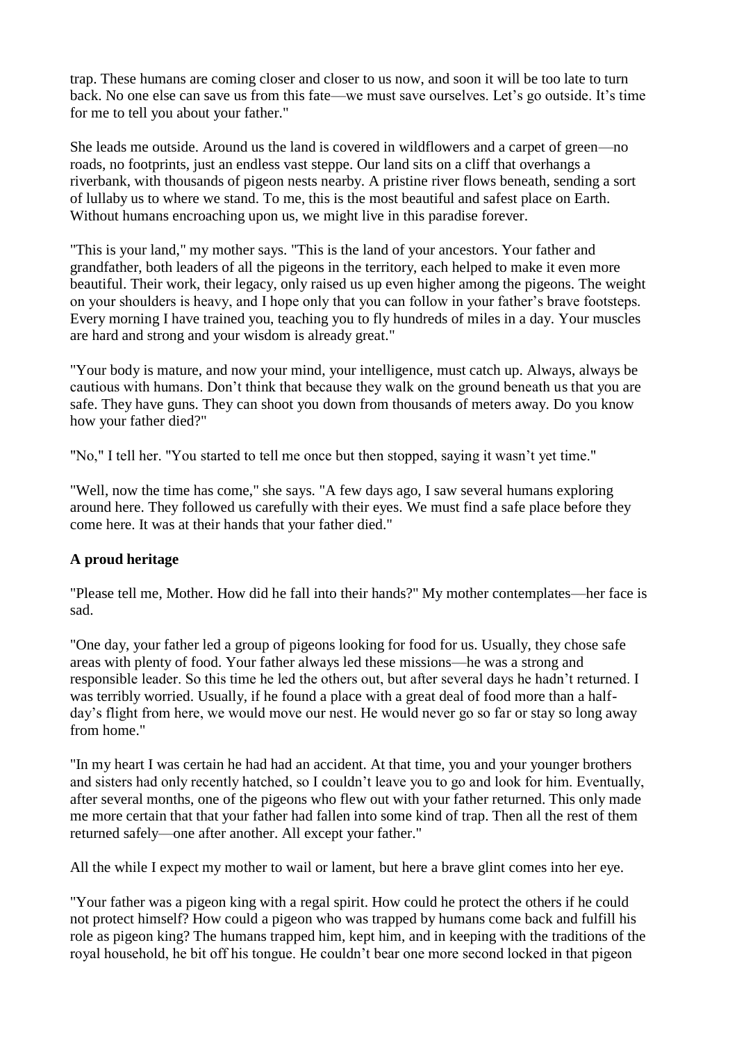trap. These humans are coming closer and closer to us now, and soon it will be too late to turn back. No one else can save us from this fate—we must save ourselves. Let's go outside. It's time for me to tell you about your father."

She leads me outside. Around us the land is covered in wildflowers and a carpet of green—no roads, no footprints, just an endless vast steppe. Our land sits on a cliff that overhangs a riverbank, with thousands of pigeon nests nearby. A pristine river flows beneath, sending a sort of lullaby us to where we stand. To me, this is the most beautiful and safest place on Earth. Without humans encroaching upon us, we might live in this paradise forever.

"This is your land," my mother says. "This is the land of your ancestors. Your father and grandfather, both leaders of all the pigeons in the territory, each helped to make it even more beautiful. Their work, their legacy, only raised us up even higher among the pigeons. The weight on your shoulders is heavy, and I hope only that you can follow in your father's brave footsteps. Every morning I have trained you, teaching you to fly hundreds of miles in a day. Your muscles are hard and strong and your wisdom is already great."

"Your body is mature, and now your mind, your intelligence, must catch up. Always, always be cautious with humans. Don't think that because they walk on the ground beneath us that you are safe. They have guns. They can shoot you down from thousands of meters away. Do you know how your father died?"

"No," I tell her. "You started to tell me once but then stopped, saying it wasn't yet time."

"Well, now the time has come," she says. "A few days ago, I saw several humans exploring around here. They followed us carefully with their eyes. We must find a safe place before they come here. It was at their hands that your father died."

### A proud heritage

"Please tell me, Mother. How did he fall into their hands?" My mother contemplates—her face is sad.

"One day, your father led a group of pigeons looking for food for us. Usually, they chose safe areas with plenty of food. Your father always led these missions—he was a strong and responsible leader. So this time he led the others out, but after several days he hadn't returned. I was terribly worried. Usually, if he found a place with a great deal of food more than a half-day's flight from here, we would move our nest. He would never go so far or stay so long away from home."

"In my heart I was certain he had had an accident. At that time, you and your younger brothers and sisters had only recently hatched, so I couldn't leave you to go and look for him. Eventually, after several months, one of the pigeons who flew out with your father returned. This only made me more certain that that your father had fallen into some kind of trap. Then all the rest of them returned safely—one after another. All except your father."

All the while I expect my mother to wail or lament, but here a brave glint comes into her eye.

"Your father was a pigeon king with a regal spirit. How could he protect the others if he could not protect himself? How could a pigeon who was trapped by humans come back and fulfill his role as pigeon king? The humans trapped him, kept him, and in keeping with the traditions of the royal household, he bit off his tongue. He couldn't bear one more second locked in that pigeon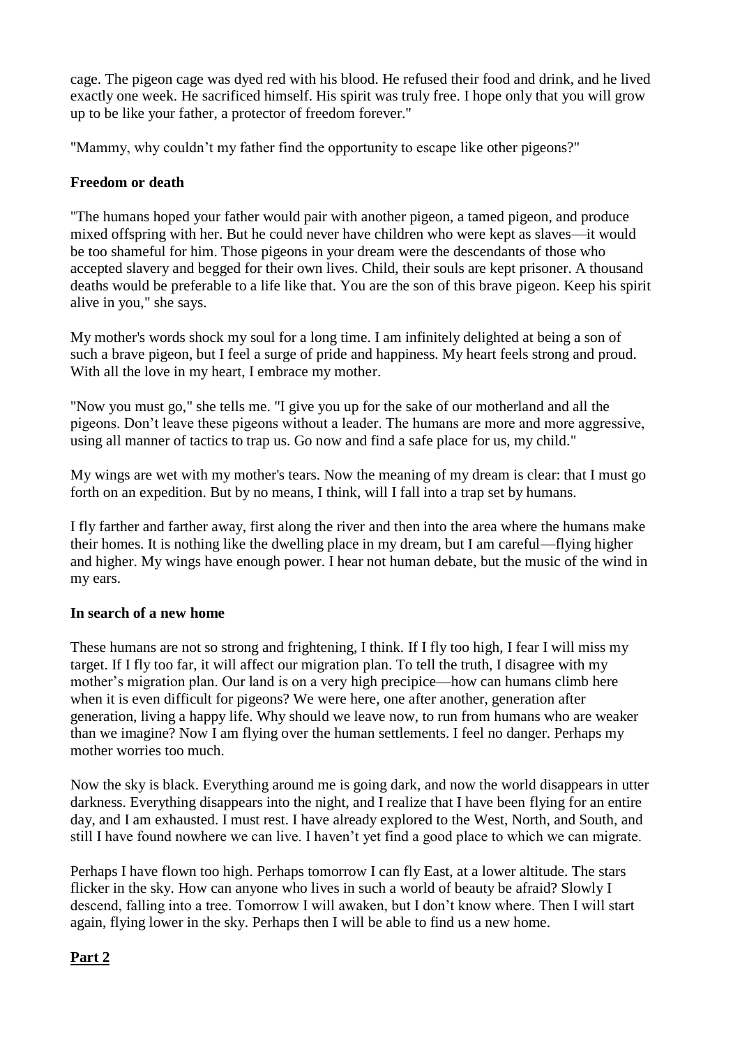cage. The pigeon cage was dyed red with his blood. He refused their food and drink, and he lived exactly one week. He sacrificed himself. His spirit was truly free. I hope only that you will grow up to be like your father, a protector of freedom forever."

"Mammy, why couldn't my father find the opportunity to escape like other pigeons?"

**Freedom or death**

"The humans hoped your father would pair with another pigeon, a tamed pigeon, and produce mixed offspring with her. But he could never have children who were kept as slaves—it would be too shameful for him. Those pigeons in your dream were the descendants of those who accepted slavery and begged for their own lives. Child, their souls are kept prisoner. A thousand deaths would be preferable to a life like that. You are the son of this brave pigeon. Keep his spirit alive in you," she says.

My mother's words shock my soul for a long time. I am infinitely delighted at being a son of such a brave pigeon, but I feel a surge of pride and happiness. My heart feels strong and proud. With all the love in my heart, I embrace my mother.

"Now you must go," she tells me. "I give you up for the sake of our motherland and all the pigeons. Don't leave these pigeons without a leader. The humans are more and more aggressive, using all manner of tactics to trap us. Go now and find a safe place for us, my child."

My wings are wet with my mother's tears. Now the meaning of my dream is clear: that I must go forth on an expedition. But by no means, I think, will I fall into a trap set by humans.

I fly farther and farther away, first along the river and then into the area where the humans make their homes. It is nothing like the dwelling place in my dream, but I am careful—flying higher and higher. My wings have enough power. I hear not human debate, but the music of the wind in my ears.

**In search of a new home**

These humans are not so strong and frightening, I think. If I fly too high, I fear I will miss my target. If I fly too far, it will affect our migration plan. To tell the truth, I disagree with my mother's migration plan. Our land is on a very high precipice—how can humans climb here when it is even difficult for pigeons? We were here, one after another, generation after generation, living a happy life. Why should we leave now, to run from humans who are weaker than we imagine? Now I am flying over the human settlements. I feel no danger. Perhaps my mother worries too much.

Now the sky is black. Everything around me is going dark, and now the world disappears in utter darkness. Everything disappears into the night, and I realize that I have been flying for an entire day, and I am exhausted. I must rest. I have already explored to the West, North, and South, and still I have found nowhere we can live. I haven't yet find a good place to which we can migrate.

Perhaps I have flown too high. Perhaps tomorrow I can fly East, at a lower altitude. The stars flicker in the sky. How can anyone who lives in such a world of beauty be afraid? Slowly I descend, falling into a tree. Tomorrow I will awaken, but I don't know where. Then I will start again, flying lower in the sky. Perhaps then I will be able to find us a new home.

## Part 2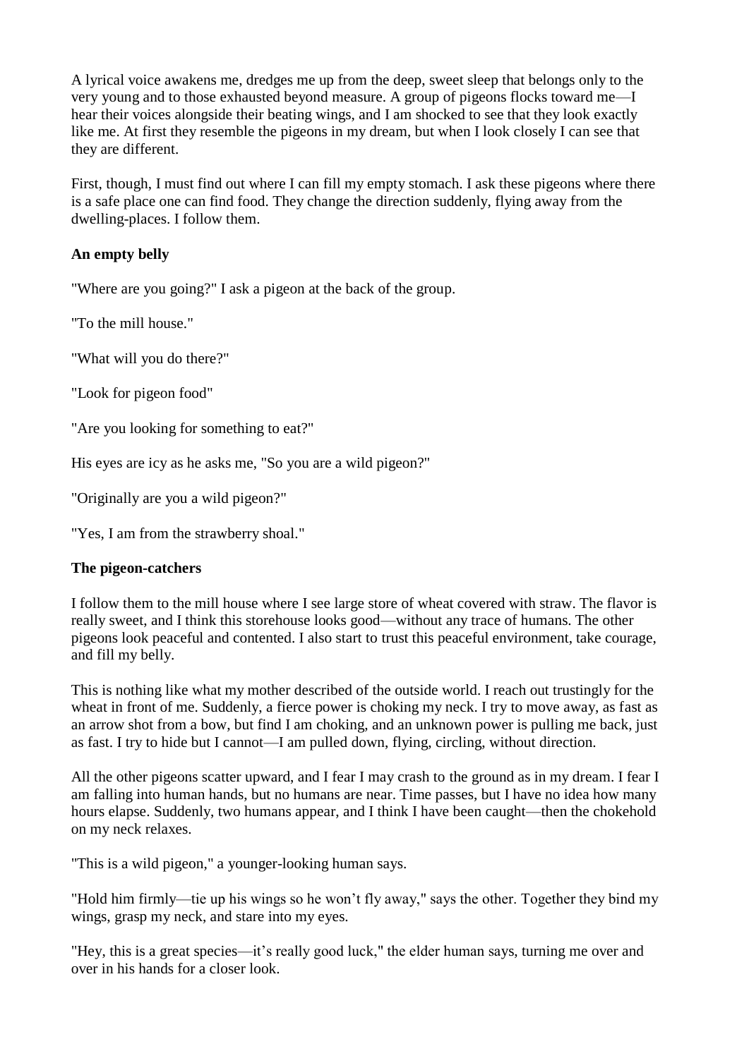A lyrical voice awakens me, dredges me up from the deep, sweet sleep that belongs only to the very young and to those exhausted beyond measure. A group of pigeons flocks toward me—I hear their voices alongside their beating wings, and I am shocked to see that they look exactly like me. At first they resemble the pigeons in my dream, but when I look closely I can see that they are different.

First, though, I must find out where I can fill my empty stomach. I ask these pigeons where there is a safe place one can find food. They change the direction suddenly, flying away from the dwelling-places. I follow them.

**An empty belly**

"Where are you going?" I ask a pigeon at the back of the group.

"To the mill house."

"What will you do there?"

"Look for pigeon food"

"Are you looking for something to eat?"

His eyes are icy as he asks me, "So you are a wild pigeon?"

"Originally are you a wild pigeon?"

"Yes, I am from the strawberry shoal."

**The pigeon-catchers**

I follow them to the mill house where I see large store of wheat covered with straw. The flavor is really sweet, and I think this storehouse looks good—without any trace of humans. The other pigeons look peaceful and contented. I also start to trust this peaceful environment, take courage, and fill my belly.

This is nothing like what my mother described of the outside world. I reach out trustingly for the wheat in front of me. Suddenly, a fierce power is choking my neck. I try to move away, as fast as an arrow shot from a bow, but find I am choking, and an unknown power is pulling me back, just as fast. I try to hide but I cannot—I am pulled down, flying, circling, without direction.

All the other pigeons scatter upward, and I fear I may crash to the ground as in my dream. I fear I am falling into human hands, but no humans are near. Time passes, but I have no idea how many hours elapse. Suddenly, two humans appear, and I think I have been caught—then the chokehold on my neck relaxes.

"This is a wild pigeon," a younger-looking human says.

"Hold him firmly—tie up his wings so he won't fly away," says the other. Together they bind my wings, grasp my neck, and stare into my eyes.

"Hey, this is a great species—it's really good luck," the elder human says, turning me over and over in his hands for a closer look.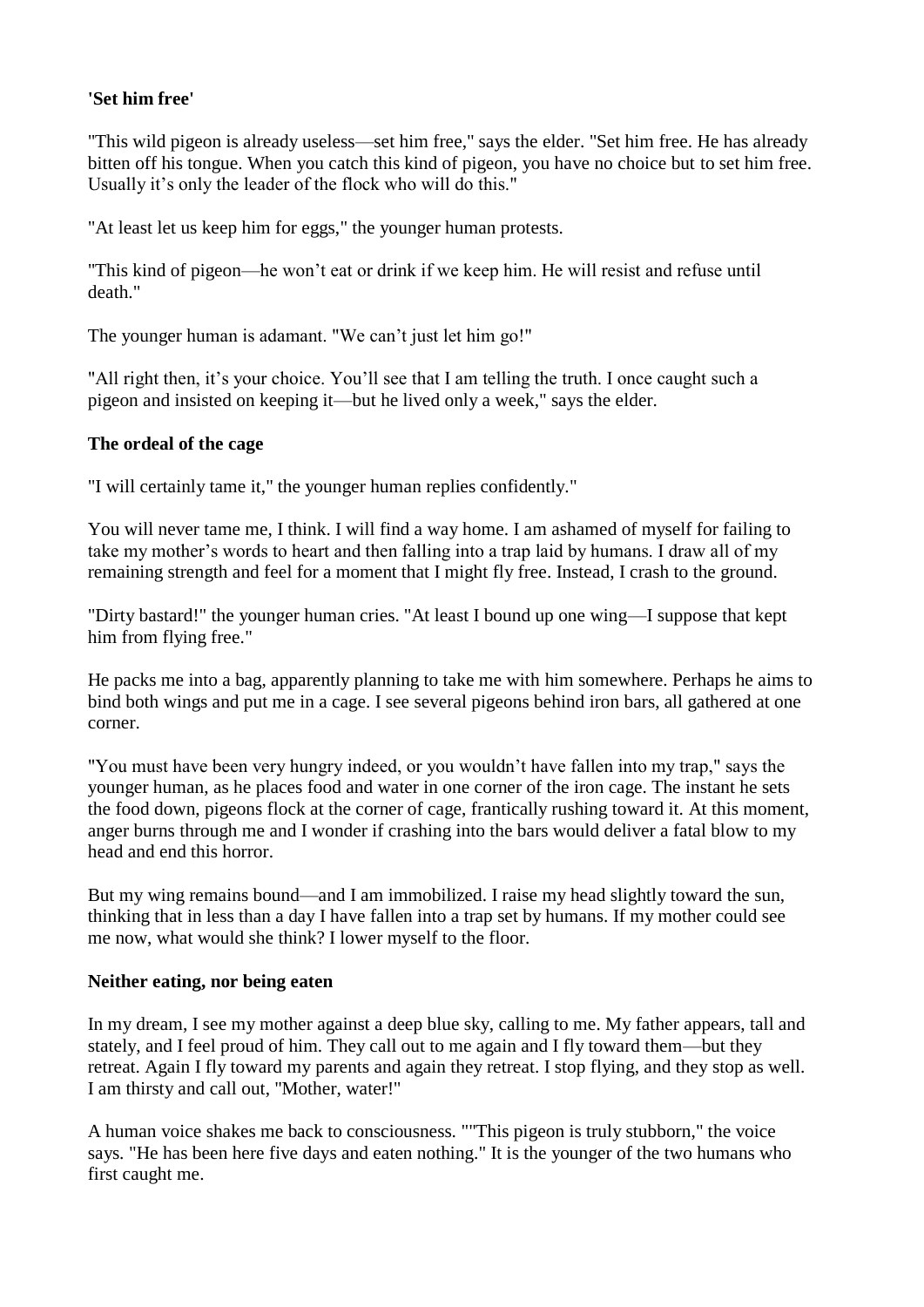### 'Set him free'

"This wild pigeon is already useless—set him free," says the elder. "Set him free. He has already bitten off his tongue. When you catch this kind of pigeon, you have no choice but to set him free. Usually it's only the leader of the flock who will do this."

"At least let us keep him for eggs," the younger human protests.

"This kind of pigeon—he won't eat or drink if we keep him. He will resist and refuse until death."

The younger human is adamant. "We can't just let him go!"

"All right then, it's your choice. You'll see that I am telling the truth. I once caught such a pigeon and insisted on keeping it—but he lived only a week," says the elder.

### The ordeal of the cage

"I will certainly tame it," the younger human replies confidently."

You will never tame me, I think. I will find a way home. I am ashamed of myself for failing to take my mother's words to heart and then falling into a trap laid by humans. I draw all of my remaining strength and feel for a moment that I might fly free. Instead, I crash to the ground.

"Dirty bastard!" the younger human cries. "At least I bound up one wing—I suppose that kept him from flying free."

He packs me into a bag, apparently planning to take me with him somewhere. Perhaps he aims to bind both wings and put me in a cage. I see several pigeons behind iron bars, all gathered at one corner.

"You must have been very hungry indeed, or you wouldn't have fallen into my trap," says the younger human, as he places food and water in one corner of the iron cage. The instant he sets the food down, pigeons flock at the corner of cage, frantically rushing toward it. At this moment, anger burns through me and I wonder if crashing into the bars would deliver a fatal blow to my head and end this horror.

But my wing remains bound—and I am immobilized. I raise my head slightly toward the sun, thinking that in less than a day I have fallen into a trap set by humans. If my mother could see me now, what would she think? I lower myself to the floor.

### Neither eating, nor being eaten

In my dream, I see my mother against a deep blue sky, calling to me. My father appears, tall and stately, and I feel proud of him. They call out to me again and I fly toward them—but they retreat. Again I fly toward my parents and again they retreat. I stop flying, and they stop as well. I am thirsty and call out, "Mother, water!"

A human voice shakes me back to consciousness. ""This pigeon is truly stubborn," the voice says. "He has been here five days and eaten nothing." It is the younger of the two humans who first caught me.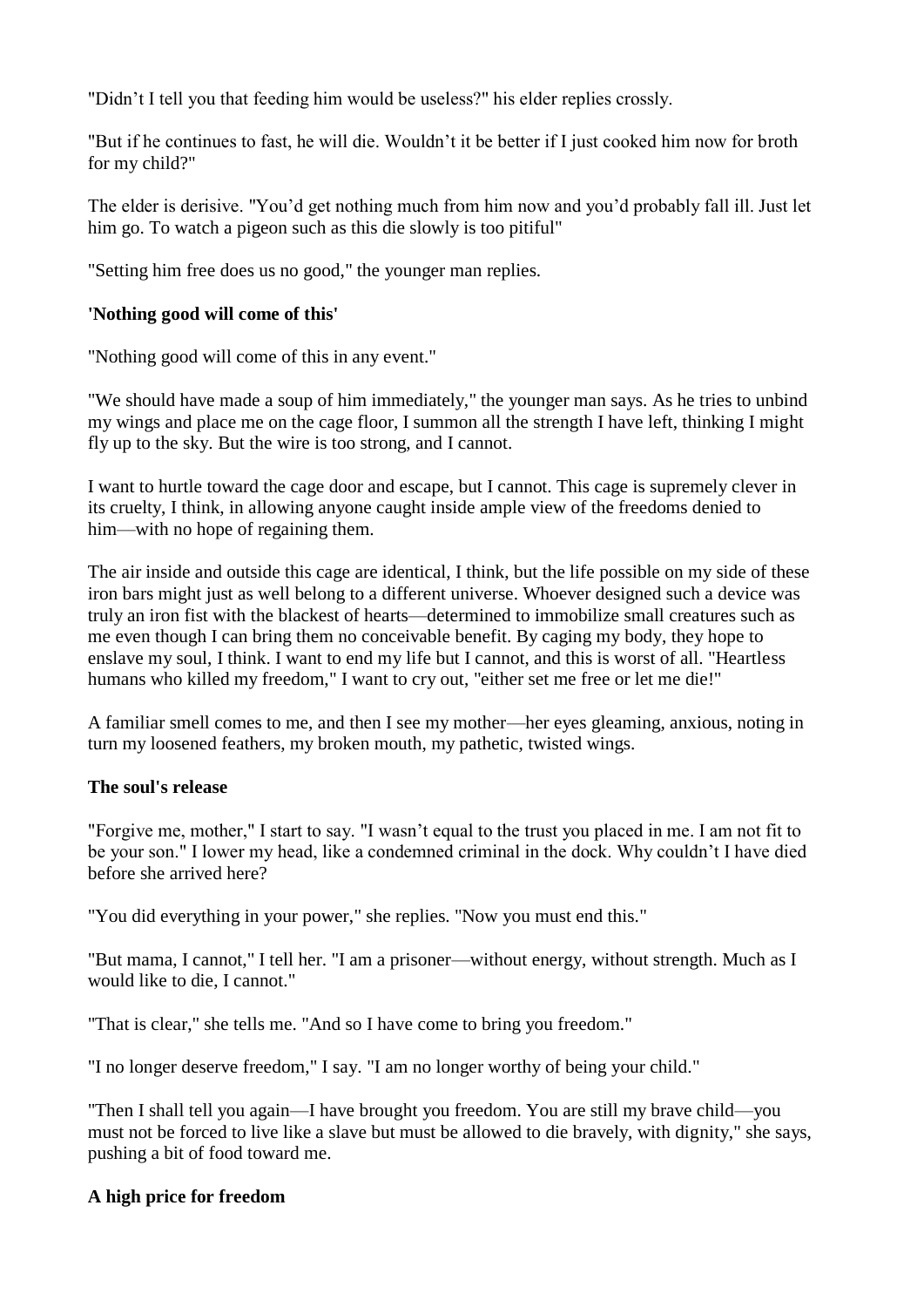"Didn't I tell you that feeding him would be useless?" his elder replies crossly.

"But if he continues to fast, he will die. Wouldn't it be better if I just cooked him now for broth for my child?"

The elder is derisive. "You'd get nothing much from him now and you'd probably fall ill. Just let him go. To watch a pigeon such as this die slowly is too pitiful"

"Setting him free does us no good," the younger man replies.

### 'Nothing good will come of this'

"Nothing good will come of this in any event."

"We should have made a soup of him immediately," the younger man says. As he tries to unbind my wings and place me on the cage floor, I summon all the strength I have left, thinking I might fly up to the sky. But the wire is too strong, and I cannot.

I want to hurtle toward the cage door and escape, but I cannot. This cage is supremely clever in its cruelty, I think, in allowing anyone caught inside ample view of the freedoms denied to him—with no hope of regaining them.

The air inside and outside this cage are identical, I think, but the life possible on my side of these iron bars might just as well belong to a different universe. Whoever designed such a device was truly an iron fist with the blackest of hearts—determined to immobilize small creatures such as me even though I can bring them no conceivable benefit. By caging my body, they hope to enslave my soul, I think. I want to end my life but I cannot, and this is worst of all. "Heartless humans who killed my freedom," I want to cry out, "either set me free or let me die!"

A familiar smell comes to me, and then I see my mother—her eyes gleaming, anxious, noting in turn my loosened feathers, my broken mouth, my pathetic, twisted wings.

### The soul's release

"Forgive me, mother," I start to say. "I wasn't equal to the trust you placed in me. I am not fit to be your son." I lower my head, like a condemned criminal in the dock. Why couldn't I have died before she arrived here?

"You did everything in your power," she replies. "Now you must end this."

"But mama, I cannot," I tell her. "I am a prisoner—without energy, without strength. Much as I would like to die, I cannot."

"That is clear," she tells me. "And so I have come to bring you freedom."

"I no longer deserve freedom," I say. "I am no longer worthy of being your child."

"Then I shall tell you again—I have brought you freedom. You are still my brave child—you must not be forced to live like a slave but must be allowed to die bravely, with dignity," she says, pushing a bit of food toward me.

### A high price for freedom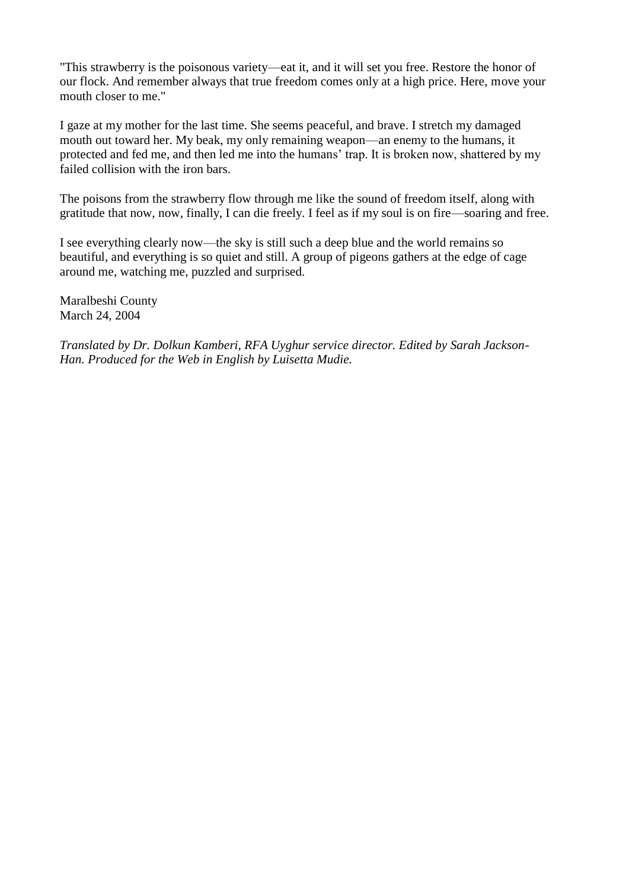"This strawberry is the poisonous variety—eat it, and it will set you free. Restore the honor of our flock. And remember always that true freedom comes only at a high price. Here, move your mouth closer to me."

I gaze at my mother for the last time. She seems peaceful, and brave. I stretch my damaged mouth out toward her. My beak, my only remaining weapon—an enemy to the humans, it protected and fed me, and then led me into the humans' trap. It is broken now, shattered by my failed collision with the iron bars.

The poisons from the strawberry flow through me like the sound of freedom itself, along with gratitude that now, now, finally, I can die freely. I feel as if my soul is on fire—soaring and free.

I see everything clearly now—the sky is still such a deep blue and the world remains so beautiful, and everything is so quiet and still. A group of pigeons gathers at the edge of cage around me, watching me, puzzled and surprised.

Maralbeshi County
March 24, 2004

*Translated by Dr. Dolkun Kamberi, RFA Uyghur service director. Edited by Sarah Jackson-Han. Produced for the Web in English by Luisetta Mudie.*